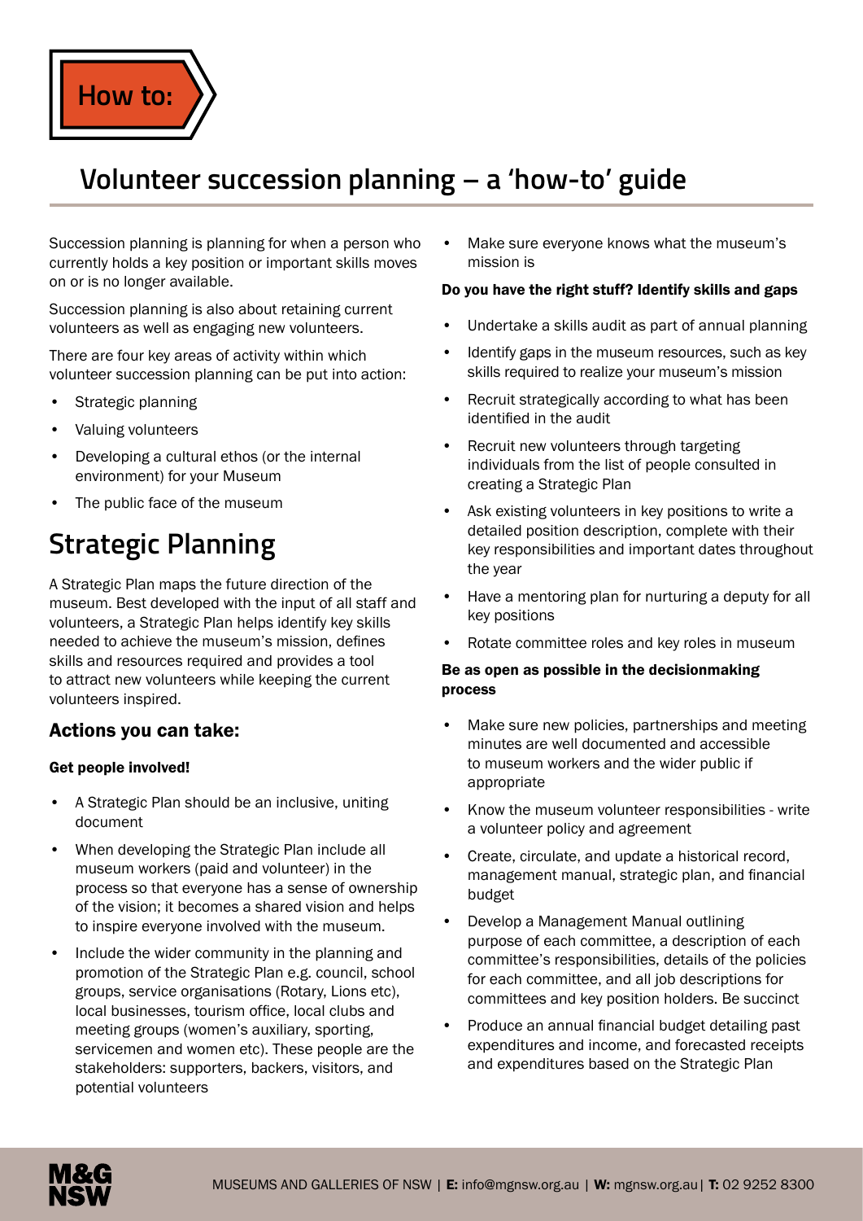How to:

# Volunteer succession planning – a 'how-to' guide

Succession planning is planning for when a person who currently holds a key position or important skills moves on or is no longer available.

Succession planning is also about retaining current volunteers as well as engaging new volunteers.

There are four key areas of activity within which volunteer succession planning can be put into action:

- Strategic planning
- Valuing volunteers
- Developing a cultural ethos (or the internal environment) for your Museum
- The public face of the museum

## Strategic Planning

A Strategic Plan maps the future direction of the museum. Best developed with the input of all staff and volunteers, a Strategic Plan helps identify key skills needed to achieve the museum's mission, defines skills and resources required and provides a tool to attract new volunteers while keeping the current volunteers inspired.

### Actions you can take:

**Get people involved!**

- A Strategic Plan should be an inclusive, uniting document
- When developing the Strategic Plan include all museum workers (paid and volunteer) in the process so that everyone has a sense of ownership of the vision; it becomes a shared vision and helps to inspire everyone involved with the museum.
- Include the wider community in the planning and promotion of the Strategic Plan e.g. council, school groups, service organisations (Rotary, Lions etc), local businesses, tourism office, local clubs and meeting groups (women's auxiliary, sporting, servicemen and women etc). These people are the stakeholders: supporters, backers, visitors, and potential volunteers
- Make sure everyone knows what the museum's mission is

**Do you have the right stuff? Identify skills and gaps**

- Undertake a skills audit as part of annual planning
- Identify gaps in the museum resources, such as key skills required to realize your museum's mission
- Recruit strategically according to what has been identified in the audit
- Recruit new volunteers through targeting individuals from the list of people consulted in creating a Strategic Plan
- Ask existing volunteers in key positions to write a detailed position description, complete with their key responsibilities and important dates throughout the year
- Have a mentoring plan for nurturing a deputy for all key positions
- Rotate committee roles and key roles in museum

**Be as open as possible in the decisionmaking process**

- Make sure new policies, partnerships and meeting minutes are well documented and accessible to museum workers and the wider public if appropriate
- Know the museum volunteer responsibilities - write a volunteer policy and agreement
- Create, circulate, and update a historical record, management manual, strategic plan, and financial budget
- Develop a Management Manual outlining purpose of each committee, a description of each committee's responsibilities, details of the policies for each committee, and all job descriptions for committees and key position holders. Be succinct
- Produce an annual financial budget detailing past expenditures and income, and forecasted receipts and expenditures based on the Strategic Plan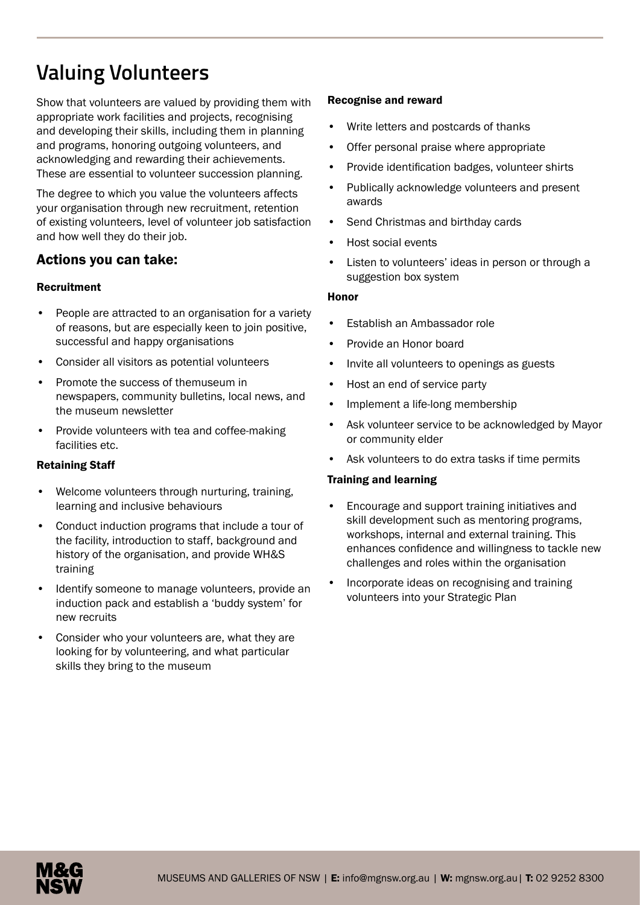# Valuing Volunteers

Show that volunteers are valued by providing them with appropriate work facilities and projects, recognising and developing their skills, including them in planning and programs, honoring outgoing volunteers, and acknowledging and rewarding their achievements. These are essential to volunteer succession planning.

The degree to which you value the volunteers affects your organisation through new recruitment, retention of existing volunteers, level of volunteer job satisfaction and how well they do their job.

## Actions you can take:

### Recruitment

- People are attracted to an organisation for a variety of reasons, but are especially keen to join positive, successful and happy organisations
- Consider all visitors as potential volunteers
- Promote the success of themuseum in newspapers, community bulletins, local news, and the museum newsletter
- Provide volunteers with tea and coffee-making facilities etc.

### Retaining Staff

- Welcome volunteers through nurturing, training, learning and inclusive behaviours
- Conduct induction programs that include a tour of the facility, introduction to staff, background and history of the organisation, and provide WH&S training
- Identify someone to manage volunteers, provide an induction pack and establish a 'buddy system' for new recruits
- Consider who your volunteers are, what they are looking for by volunteering, and what particular skills they bring to the museum

### Recognise and reward

- Write letters and postcards of thanks
- Offer personal praise where appropriate
- Provide identification badges, volunteer shirts
- Publically acknowledge volunteers and present awards
- Send Christmas and birthday cards
- Host social events
- Listen to volunteers' ideas in person or through a suggestion box system

### Honor

- Establish an Ambassador role
- Provide an Honor board
- Invite all volunteers to openings as guests
- Host an end of service party
- Implement a life-long membership
- Ask volunteer service to be acknowledged by Mayor or community elder
- Ask volunteers to do extra tasks if time permits

### Training and learning

- Encourage and support training initiatives and skill development such as mentoring programs, workshops, internal and external training. This enhances confidence and willingness to tackle new challenges and roles within the organisation
- Incorporate ideas on recognising and training volunteers into your Strategic Plan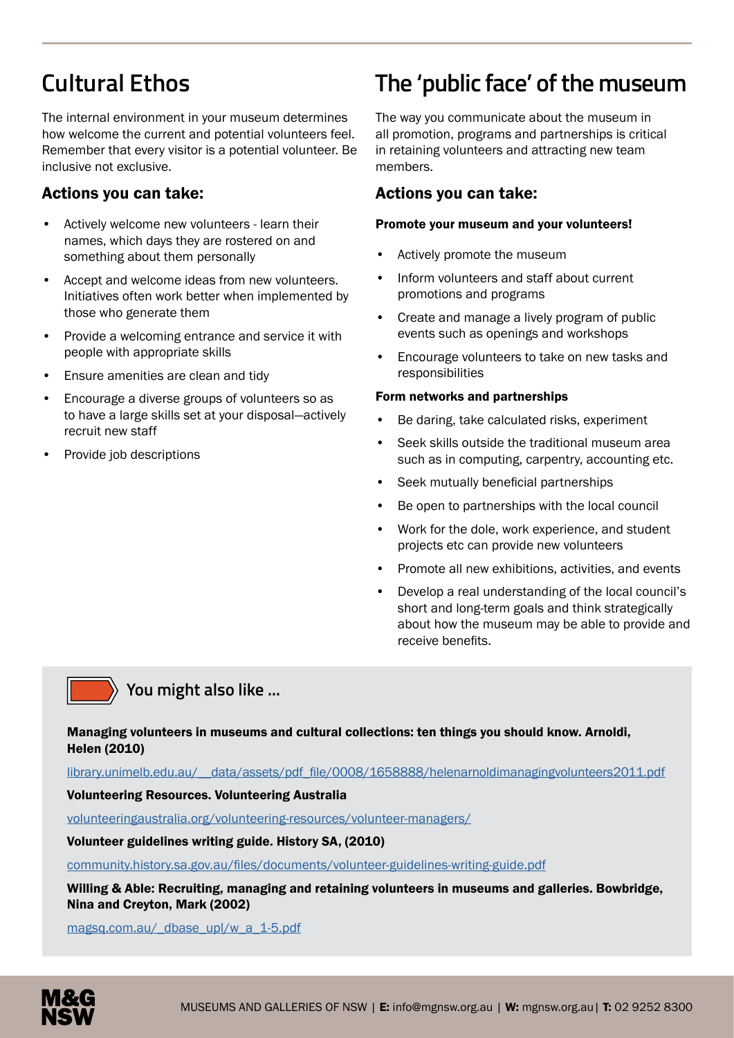## Cultural Ethos

The internal environment in your museum determines how welcome the current and potential volunteers feel. Remember that every visitor is a potential volunteer. Be inclusive not exclusive.

### Actions you can take:

- Actively welcome new volunteers - learn their names, which days they are rostered on and something about them personally
- Accept and welcome ideas from new volunteers. Initiatives often work better when implemented by those who generate them
- Provide a welcoming entrance and service it with people with appropriate skills
- Ensure amenities are clean and tidy
- Encourage a diverse groups of volunteers so as to have a large skills set at your disposal—actively recruit new staff
- Provide job descriptions

## The 'public face' of the museum

The way you communicate about the museum in all promotion, programs and partnerships is critical in retaining volunteers and attracting new team members.

### Actions you can take:

**Promote your museum and your volunteers!**

- Actively promote the museum
- Inform volunteers and staff about current promotions and programs
- Create and manage a lively program of public events such as openings and workshops
- Encourage volunteers to take on new tasks and responsibilities

**Form networks and partnerships**

- Be daring, take calculated risks, experiment
- Seek skills outside the traditional museum area such as in computing, carpentry, accounting etc.
- Seek mutually beneficial partnerships
- Be open to partnerships with the local council
- Work for the dole, work experience, and student projects etc can provide new volunteers
- Promote all new exhibitions, activities, and events
- Develop a real understanding of the local council's short and long-term goals and think strategically about how the museum may be able to provide and receive benefits.

### You might also like ...

**Managing volunteers in museums and cultural collections: ten things you should know. Arnoldi, Helen (2010)**

library.unimelb.edu.au/__data/assets/pdf_file/0008/1658888/helenarnoldimanagingvolunteers2011.pdf

**Volunteering Resources. Volunteering Australia**

volunteeringaustralia.org/volunteering-resources/volunteer-managers/

**Volunteer guidelines writing guide. History SA, (2010)**

community.history.sa.gov.au/files/documents/volunteer-guidelines-writing-guide.pdf

**Willing & Able: Recruiting, managing and retaining volunteers in museums and galleries. Bowbridge, Nina and Creyton, Mark (2002)**

magsq.com.au/_dbase_upl/w_a_1-5.pdf

MUSEUMS AND GALLERIES OF NSW | **E:** info@mgnsw.org.au | **W:** mgnsw.org.au | **T:** 02 9252 8300